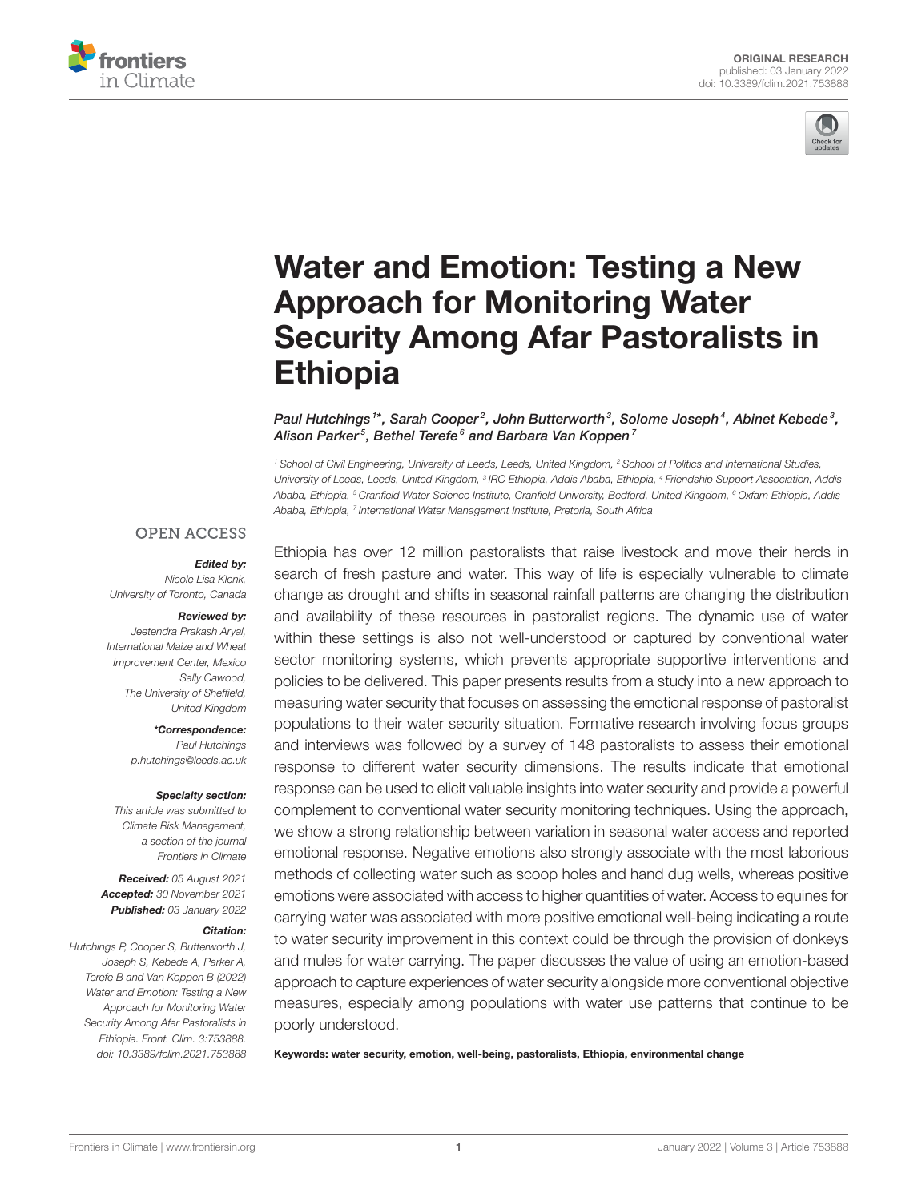ORIGINAL RESEARCH
published: 03 January 2022
doi: 10.3389/fclim.2021.753888

# Water and Emotion: Testing a New Approach for Monitoring Water Security Among Afar Pastoralists in Ethiopia

*Paul Hutchings[1]\*, Sarah Cooper[2], John Butterworth[3], Solome Joseph[4], Abinet Kebede[3], Alison Parker[5], Bethel Terefe[6] and Barbara Van Koppen[7]*

[1] School of Civil Engineering, University of Leeds, Leeds, United Kingdom, [2] School of Politics and International Studies, University of Leeds, Leeds, United Kingdom, [3] IRC Ethiopia, Addis Ababa, Ethiopia, [4] Friendship Support Association, Addis Ababa, Ethiopia, [5] Cranfield Water Science Institute, Cranfield University, Bedford, United Kingdom, [6] Oxfam Ethiopia, Addis Ababa, Ethiopia, [7] International Water Management Institute, Pretoria, South Africa

OPEN ACCESS

***Edited by:***
*Nicole Lisa Klenk,*
*University of Toronto, Canada*

***Reviewed by:***
*Jeetendra Prakash Aryal,*
*International Maize and Wheat Improvement Center, Mexico*
*Sally Cawood,*
*The University of Sheffield, United Kingdom*

***\*Correspondence:***
*Paul Hutchings*
*p.hutchings@leeds.ac.uk*

***Specialty section:***
*This article was submitted to Climate Risk Management, a section of the journal Frontiers in Climate*

***Received:*** *05 August 2021*
***Accepted:*** *30 November 2021*
***Published:*** *03 January 2022*

***Citation:***
*Hutchings P, Cooper S, Butterworth J, Joseph S, Kebede A, Parker A, Terefe B and Van Koppen B (2022) Water and Emotion: Testing a New Approach for Monitoring Water Security Among Afar Pastoralists in Ethiopia. Front. Clim. 3:753888. doi: 10.3389/fclim.2021.753888*

Ethiopia has over 12 million pastoralists that raise livestock and move their herds in search of fresh pasture and water. This way of life is especially vulnerable to climate change as drought and shifts in seasonal rainfall patterns are changing the distribution and availability of these resources in pastoralist regions. The dynamic use of water within these settings is also not well-understood or captured by conventional water sector monitoring systems, which prevents appropriate supportive interventions and policies to be delivered. This paper presents results from a study into a new approach to measuring water security that focuses on assessing the emotional response of pastoralist populations to their water security situation. Formative research involving focus groups and interviews was followed by a survey of 148 pastoralists to assess their emotional response to different water security dimensions. The results indicate that emotional response can be used to elicit valuable insights into water security and provide a powerful complement to conventional water security monitoring techniques. Using the approach, we show a strong relationship between variation in seasonal water access and reported emotional response. Negative emotions also strongly associate with the most laborious methods of collecting water such as scoop holes and hand dug wells, whereas positive emotions were associated with access to higher quantities of water. Access to equines for carrying water was associated with more positive emotional well-being indicating a route to water security improvement in this context could be through the provision of donkeys and mules for water carrying. The paper discusses the value of using an emotion-based approach to capture experiences of water security alongside more conventional objective measures, especially among populations with water use patterns that continue to be poorly understood.

**Keywords: water security, emotion, well-being, pastoralists, Ethiopia, environmental change**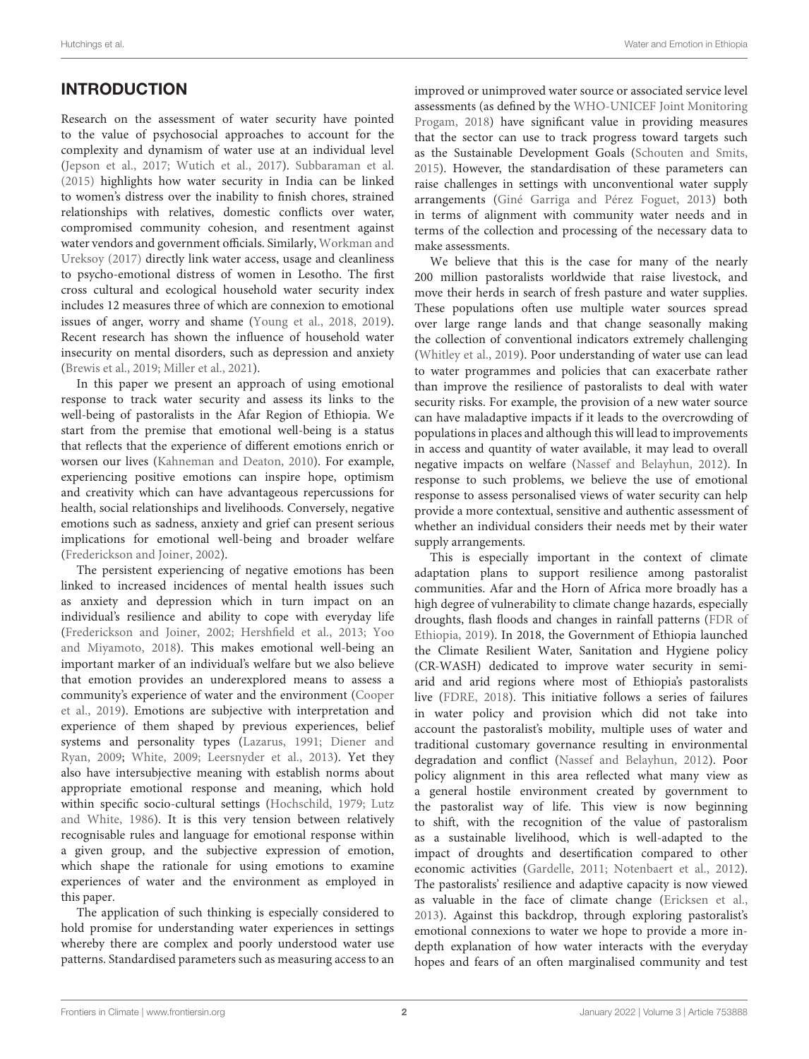## INTRODUCTION

Research on the assessment of water security have pointed to the value of psychosocial approaches to account for the complexity and dynamism of water use at an individual level (Jepson et al., 2017; Wutich et al., 2017). Subbaraman et al. (2015) highlights how water security in India can be linked to women's distress over the inability to finish chores, strained relationships with relatives, domestic conflicts over water, compromised community cohesion, and resentment against water vendors and government officials. Similarly, Workman and Ureksoy (2017) directly link water access, usage and cleanliness to psycho-emotional distress of women in Lesotho. The first cross cultural and ecological household water security index includes 12 measures three of which are connexion to emotional issues of anger, worry and shame (Young et al., 2018, 2019). Recent research has shown the influence of household water insecurity on mental disorders, such as depression and anxiety (Brewis et al., 2019; Miller et al., 2021).

In this paper we present an approach of using emotional response to track water security and assess its links to the well-being of pastoralists in the Afar Region of Ethiopia. We start from the premise that emotional well-being is a status that reflects that the experience of different emotions enrich or worsen our lives (Kahneman and Deaton, 2010). For example, experiencing positive emotions can inspire hope, optimism and creativity which can have advantageous repercussions for health, social relationships and livelihoods. Conversely, negative emotions such as sadness, anxiety and grief can present serious implications for emotional well-being and broader welfare (Frederickson and Joiner, 2002).

The persistent experiencing of negative emotions has been linked to increased incidences of mental health issues such as anxiety and depression which in turn impact on an individual's resilience and ability to cope with everyday life (Frederickson and Joiner, 2002; Hershfield et al., 2013; Yoo and Miyamoto, 2018). This makes emotional well-being an important marker of an individual's welfare but we also believe that emotion provides an underexplored means to assess a community's experience of water and the environment (Cooper et al., 2019). Emotions are subjective with interpretation and experience of them shaped by previous experiences, belief systems and personality types (Lazarus, 1991; Diener and Ryan, 2009; White, 2009; Leersnyder et al., 2013). Yet they also have intersubjective meaning with establish norms about appropriate emotional response and meaning, which hold within specific socio-cultural settings (Hochschild, 1979; Lutz and White, 1986). It is this very tension between relatively recognisable rules and language for emotional response within a given group, and the subjective expression of emotion, which shape the rationale for using emotions to examine experiences of water and the environment as employed in this paper.

The application of such thinking is especially considered to hold promise for understanding water experiences in settings whereby there are complex and poorly understood water use patterns. Standardised parameters such as measuring access to an improved or unimproved water source or associated service level assessments (as defined by the WHO-UNICEF Joint Monitoring Progam, 2018) have significant value in providing measures that the sector can use to track progress toward targets such as the Sustainable Development Goals (Schouten and Smits, 2015). However, the standardisation of these parameters can raise challenges in settings with unconventional water supply arrangements (Giné Garriga and Pérez Foguet, 2013) both in terms of alignment with community water needs and in terms of the collection and processing of the necessary data to make assessments.

We believe that this is the case for many of the nearly 200 million pastoralists worldwide that raise livestock, and move their herds in search of fresh pasture and water supplies. These populations often use multiple water sources spread over large range lands and that change seasonally making the collection of conventional indicators extremely challenging (Whitley et al., 2019). Poor understanding of water use can lead to water programmes and policies that can exacerbate rather than improve the resilience of pastoralists to deal with water security risks. For example, the provision of a new water source can have maladaptive impacts if it leads to the overcrowding of populations in places and although this will lead to improvements in access and quantity of water available, it may lead to overall negative impacts on welfare (Nassef and Belayhun, 2012). In response to such problems, we believe the use of emotional response to assess personalised views of water security can help provide a more contextual, sensitive and authentic assessment of whether an individual considers their needs met by their water supply arrangements.

This is especially important in the context of climate adaptation plans to support resilience among pastoralist communities. Afar and the Horn of Africa more broadly has a high degree of vulnerability to climate change hazards, especially droughts, flash floods and changes in rainfall patterns (FDR of Ethiopia, 2019). In 2018, the Government of Ethiopia launched the Climate Resilient Water, Sanitation and Hygiene policy (CR-WASH) dedicated to improve water security in semi-arid and arid regions where most of Ethiopia's pastoralists live (FDRE, 2018). This initiative follows a series of failures in water policy and provision which did not take into account the pastoralist's mobility, multiple uses of water and traditional customary governance resulting in environmental degradation and conflict (Nassef and Belayhun, 2012). Poor policy alignment in this area reflected what many view as a general hostile environment created by government to the pastoralist way of life. This view is now beginning to shift, with the recognition of the value of pastoralism as a sustainable livelihood, which is well-adapted to the impact of droughts and desertification compared to other economic activities (Gardelle, 2011; Notenbaert et al., 2012). The pastoralists' resilience and adaptive capacity is now viewed as valuable in the face of climate change (Ericksen et al., 2013). Against this backdrop, through exploring pastoralist's emotional connexions to water we hope to provide a more in-depth explanation of how water interacts with the everyday hopes and fears of an often marginalised community and test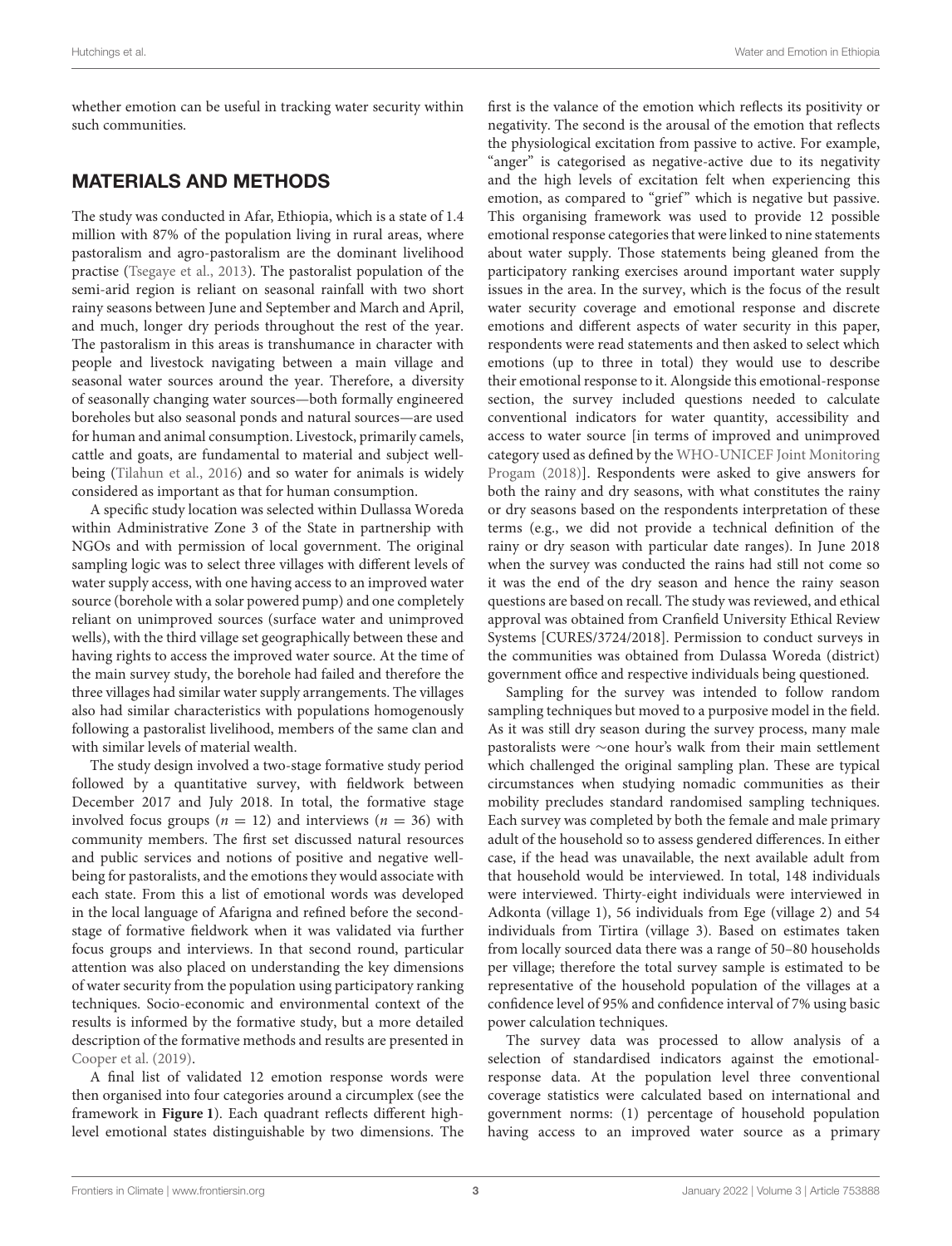whether emotion can be useful in tracking water security within such communities.

## MATERIALS AND METHODS

The study was conducted in Afar, Ethiopia, which is a state of 1.4 million with 87% of the population living in rural areas, where pastoralism and agro-pastoralism are the dominant livelihood practise (Tsegaye et al., 2013). The pastoralist population of the semi-arid region is reliant on seasonal rainfall with two short rainy seasons between June and September and March and April, and much, longer dry periods throughout the rest of the year. The pastoralism in this areas is transhumance in character with people and livestock navigating between a main village and seasonal water sources around the year. Therefore, a diversity of seasonally changing water sources—both formally engineered boreholes but also seasonal ponds and natural sources—are used for human and animal consumption. Livestock, primarily camels, cattle and goats, are fundamental to material and subject well-being (Tilahun et al., 2016) and so water for animals is widely considered as important as that for human consumption.

A specific study location was selected within Dullassa Woreda within Administrative Zone 3 of the State in partnership with NGOs and with permission of local government. The original sampling logic was to select three villages with different levels of water supply access, with one having access to an improved water source (borehole with a solar powered pump) and one completely reliant on unimproved sources (surface water and unimproved wells), with the third village set geographically between these and having rights to access the improved water source. At the time of the main survey study, the borehole had failed and therefore the three villages had similar water supply arrangements. The villages also had similar characteristics with populations homogenously following a pastoralist livelihood, members of the same clan and with similar levels of material wealth.

The study design involved a two-stage formative study period followed by a quantitative survey, with fieldwork between December 2017 and July 2018. In total, the formative stage involved focus groups ($n = 12$) and interviews ($n = 36$) with community members. The first set discussed natural resources and public services and notions of positive and negative well-being for pastoralists, and the emotions they would associate with each state. From this a list of emotional words was developed in the local language of Afarigna and refined before the second-stage of formative fieldwork when it was validated via further focus groups and interviews. In that second round, particular attention was also placed on understanding the key dimensions of water security from the population using participatory ranking techniques. Socio-economic and environmental context of the results is informed by the formative study, but a more detailed description of the formative methods and results are presented in Cooper et al. (2019).

A final list of validated 12 emotion response words were then organised into four categories around a circumplex (see the framework in **Figure 1**). Each quadrant reflects different high-level emotional states distinguishable by two dimensions. The first is the valance of the emotion which reflects its positivity or negativity. The second is the arousal of the emotion that reflects the physiological excitation from passive to active. For example, "anger" is categorised as negative-active due to its negativity and the high levels of excitation felt when experiencing this emotion, as compared to "grief" which is negative but passive. This organising framework was used to provide 12 possible emotional response categories that were linked to nine statements about water supply. Those statements being gleaned from the participatory ranking exercises around important water supply issues in the area. In the survey, which is the focus of the result water security coverage and emotional response and discrete emotions and different aspects of water security in this paper, respondents were read statements and then asked to select which emotions (up to three in total) they would use to describe their emotional response to it. Alongside this emotional-response section, the survey included questions needed to calculate conventional indicators for water quantity, accessibility and access to water source [in terms of improved and unimproved category used as defined by the WHO-UNICEF Joint Monitoring Progam (2018)]. Respondents were asked to give answers for both the rainy and dry seasons, with what constitutes the rainy or dry seasons based on the respondents interpretation of these terms (e.g., we did not provide a technical definition of the rainy or dry season with particular date ranges). In June 2018 when the survey was conducted the rains had still not come so it was the end of the dry season and hence the rainy season questions are based on recall. The study was reviewed, and ethical approval was obtained from Cranfield University Ethical Review Systems [CURES/3724/2018]. Permission to conduct surveys in the communities was obtained from Dulassa Woreda (district) government office and respective individuals being questioned.

Sampling for the survey was intended to follow random sampling techniques but moved to a purposive model in the field. As it was still dry season during the survey process, many male pastoralists were ∼one hour's walk from their main settlement which challenged the original sampling plan. These are typical circumstances when studying nomadic communities as their mobility precludes standard randomised sampling techniques. Each survey was completed by both the female and male primary adult of the household so to assess gendered differences. In either case, if the head was unavailable, the next available adult from that household would be interviewed. In total, 148 individuals were interviewed. Thirty-eight individuals were interviewed in Adkonta (village 1), 56 individuals from Ege (village 2) and 54 individuals from Tirtira (village 3). Based on estimates taken from locally sourced data there was a range of 50–80 households per village; therefore the total survey sample is estimated to be representative of the household population of the villages at a confidence level of 95% and confidence interval of 7% using basic power calculation techniques.

The survey data was processed to allow analysis of a selection of standardised indicators against the emotional-response data. At the population level three conventional coverage statistics were calculated based on international and government norms: (1) percentage of household population having access to an improved water source as a primary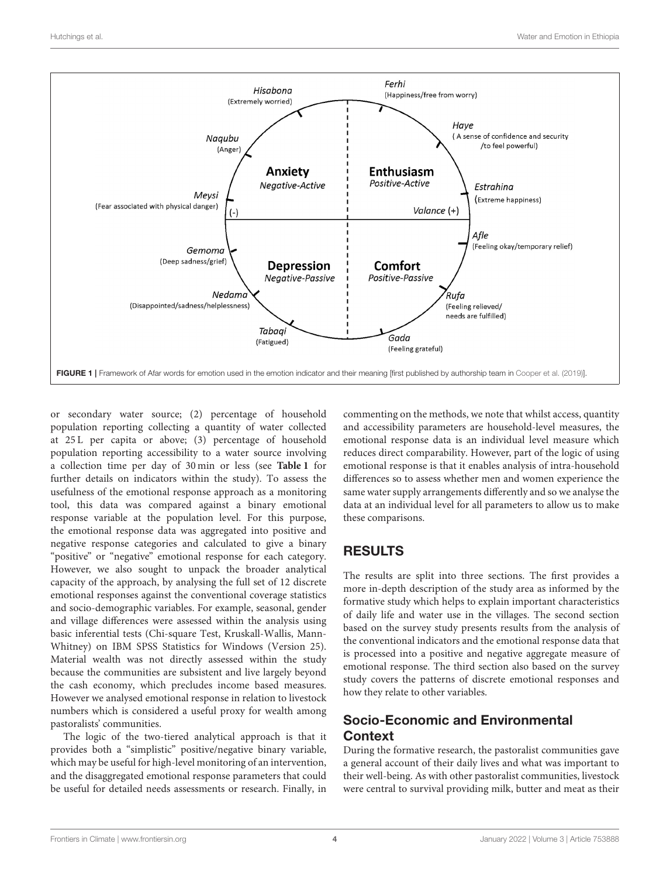Hisabona
(Extremely worried)

Ferhi
(Happiness/free from worry)

Haye
( A sense of confidence and security /to feel powerful)

Naqubu
(Anger)

Anxiety
Negative-Active

Enthusiasm
Positive-Active

Estrahina
(Extreme happiness)

Meysi
(Fear associated with physical danger)

(-)

Valance (+)

Afle
(Feeling okay/temporary relief)

Gemoma
(Deep sadness/grief)

Depression
Negative-Passive

Comfort
Positive-Passive

Nedama
(Disappointed/sadness/helplessness)

Rufa
(Feeling relieved/ needs are fulfilled)

Tabaqi
(Fatigued)

Gada
(Feeling grateful)

**FIGURE 1** | Framework of Afar words for emotion used in the emotion indicator and their meaning [first published by authorship team in Cooper et al. (2019)].

or secondary water source; (2) percentage of household population reporting collecting a quantity of water collected at 25 L per capita or above; (3) percentage of household population reporting accessibility to a water source involving a collection time per day of 30 min or less (see **Table 1** for further details on indicators within the study). To assess the usefulness of the emotional response approach as a monitoring tool, this data was compared against a binary emotional response variable at the population level. For this purpose, the emotional response data was aggregated into positive and negative response categories and calculated to give a binary "positive" or "negative" emotional response for each category. However, we also sought to unpack the broader analytical capacity of the approach, by analysing the full set of 12 discrete emotional responses against the conventional coverage statistics and socio-demographic variables. For example, seasonal, gender and village differences were assessed within the analysis using basic inferential tests (Chi-square Test, Kruskall-Wallis, Mann-Whitney) on IBM SPSS Statistics for Windows (Version 25). Material wealth was not directly assessed within the study because the communities are subsistent and live largely beyond the cash economy, which precludes income based measures. However we analysed emotional response in relation to livestock numbers which is considered a useful proxy for wealth among pastoralists' communities.

The logic of the two-tiered analytical approach is that it provides both a "simplistic" positive/negative binary variable, which may be useful for high-level monitoring of an intervention, and the disaggregated emotional response parameters that could be useful for detailed needs assessments or research. Finally, in commenting on the methods, we note that whilst access, quantity and accessibility parameters are household-level measures, the emotional response data is an individual level measure which reduces direct comparability. However, part of the logic of using emotional response is that it enables analysis of intra-household differences so to assess whether men and women experience the same water supply arrangements differently and so we analyse the data at an individual level for all parameters to allow us to make these comparisons.

## RESULTS

The results are split into three sections. The first provides a more in-depth description of the study area as informed by the formative study which helps to explain important characteristics of daily life and water use in the villages. The second section based on the survey study presents results from the analysis of the conventional indicators and the emotional response data that is processed into a positive and negative aggregate measure of emotional response. The third section also based on the survey study covers the patterns of discrete emotional responses and how they relate to other variables.

### Socio-Economic and Environmental Context

During the formative research, the pastoralist communities gave a general account of their daily lives and what was important to their well-being. As with other pastoralist communities, livestock were central to survival providing milk, butter and meat as their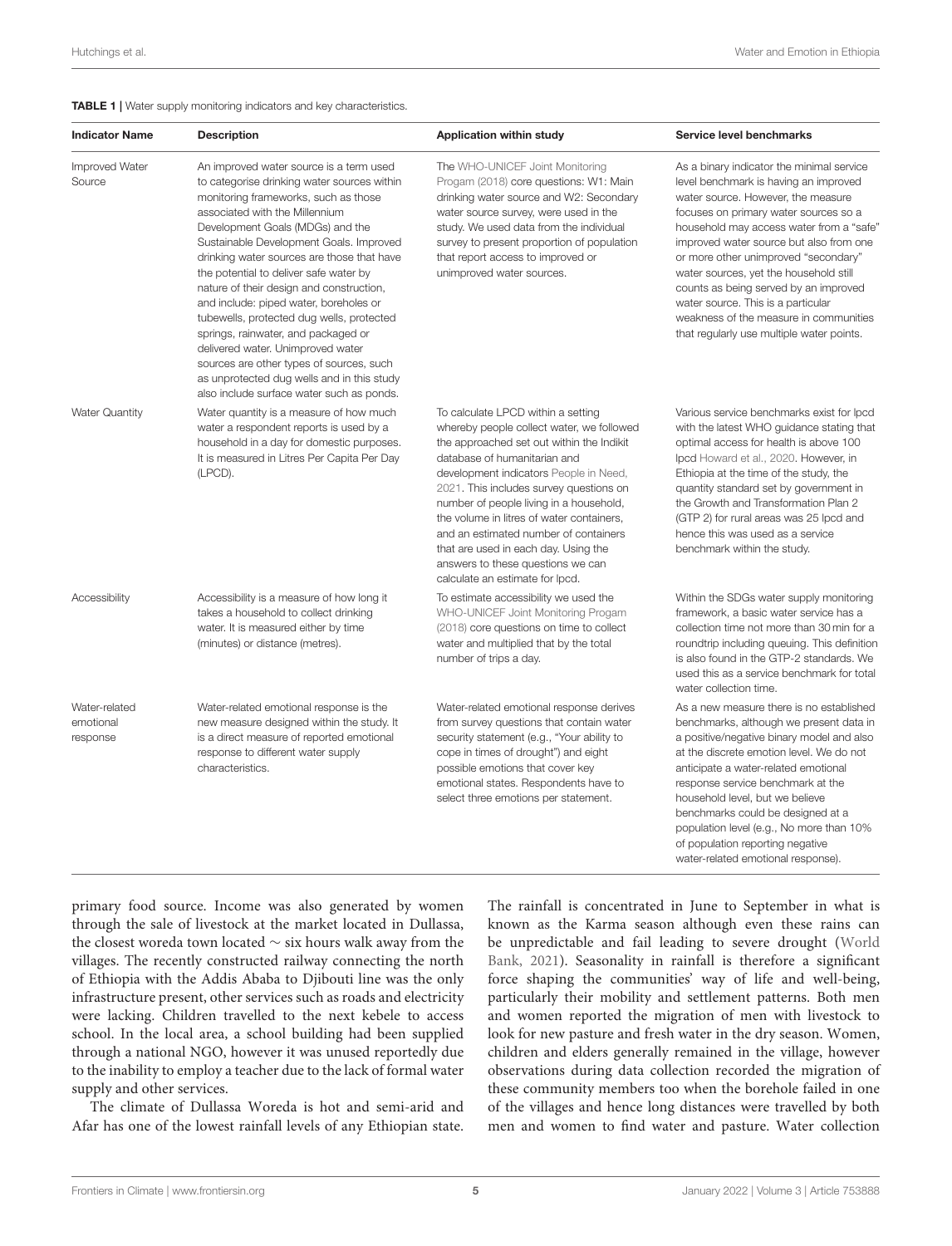**TABLE 1** | Water supply monitoring indicators and key characteristics.

| Indicator Name | Description | Application within study | Service level benchmarks |
|---|---|---|---|
| Improved Water Source | An improved water source is a term used to categorise drinking water sources within monitoring frameworks, such as those associated with the Millennium Development Goals (MDGs) and the Sustainable Development Goals. Improved drinking water sources are those that have the potential to deliver safe water by nature of their design and construction, and include: piped water, boreholes or tubewells, protected dug wells, protected springs, rainwater, and packaged or delivered water. Unimproved water sources are other types of sources, such as unprotected dug wells and in this study also include surface water such as ponds. | The WHO-UNICEF Joint Monitoring Progam (2018) core questions: W1: Main drinking water source and W2: Secondary water source survey, were used in the study. We used data from the individual survey to present proportion of population that report access to improved or unimproved water sources. | As a binary indicator the minimal service level benchmark is having an improved water source. However, the measure focuses on primary water sources so a household may access water from a "safe" improved water source but also from one or more other unimproved "secondary" water sources, yet the household still counts as being served by an improved water source. This is a particular weakness of the measure in communities that regularly use multiple water points. |
| Water Quantity | Water quantity is a measure of how much water a respondent reports is used by a household in a day for domestic purposes. It is measured in Litres Per Capita Per Day (LPCD). | To calculate LPCD within a setting whereby people collect water, we followed the approached set out within the Indikit database of humanitarian and development indicators People in Need, 2021. This includes survey questions on number of people living in a household, the volume in litres of water containers, and an estimated number of containers that are used in each day. Using the answers to these questions we can calculate an estimate for lpcd. | Various service benchmarks exist for lpcd with the latest WHO guidance stating that optimal access for health is above 100 lpcd Howard et al., 2020. However, in Ethiopia at the time of the study, the quantity standard set by government in the Growth and Transformation Plan 2 (GTP 2) for rural areas was 25 lpcd and hence this was used as a service benchmark within the study. |
| Accessibility | Accessibility is a measure of how long it takes a household to collect drinking water. It is measured either by time (minutes) or distance (metres). | To estimate accessibility we used the WHO-UNICEF Joint Monitoring Progam (2018) core questions on time to collect water and multiplied that by the total number of trips a day. | Within the SDGs water supply monitoring framework, a basic water service has a collection time not more than 30 min for a roundtrip including queuing. This definition is also found in the GTP-2 standards. We used this as a service benchmark for total water collection time. |
| Water-related emotional response | Water-related emotional response is the new measure designed within the study. It is a direct measure of reported emotional response to different water supply characteristics. | Water-related emotional response derives from survey questions that contain water security statement (e.g., "Your ability to cope in times of drought") and eight possible emotions that cover key emotional states. Respondents have to select three emotions per statement. | As a new measure there is no established benchmarks, although we present data in a positive/negative binary model and also at the discrete emotion level. We do not anticipate a water-related emotional response service benchmark at the household level, but we believe benchmarks could be designed at a population level (e.g., No more than 10% of population reporting negative water-related emotional response). |

primary food source. Income was also generated by women through the sale of livestock at the market located in Dullassa, the closest woreda town located ~ six hours walk away from the villages. The recently constructed railway connecting the north of Ethiopia with the Addis Ababa to Djibouti line was the only infrastructure present, other services such as roads and electricity were lacking. Children travelled to the next kebele to access school. In the local area, a school building had been supplied through a national NGO, however it was unused reportedly due to the inability to employ a teacher due to the lack of formal water supply and other services.

The climate of Dullassa Woreda is hot and semi-arid and Afar has one of the lowest rainfall levels of any Ethiopian state. The rainfall is concentrated in June to September in what is known as the Karma season although even these rains can be unpredictable and fail leading to severe drought (World Bank, 2021). Seasonality in rainfall is therefore a significant force shaping the communities' way of life and well-being, particularly their mobility and settlement patterns. Both men and women reported the migration of men with livestock to look for new pasture and fresh water in the dry season. Women, children and elders generally remained in the village, however observations during data collection recorded the migration of these community members too when the borehole failed in one of the villages and hence long distances were travelled by both men and women to find water and pasture. Water collection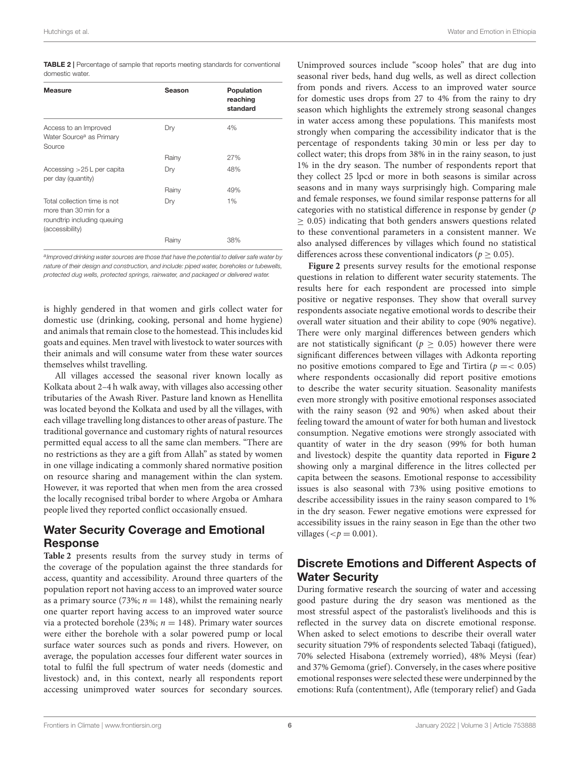**TABLE 2 |** Percentage of sample that reports meeting standards for conventional domestic water.

| Measure | Season | Population reaching standard |
|---|---|---|
| Access to an Improved Water Source[a] as Primary Source | Dry | 4% |
| | Rainy | 27% |
| Accessing >25 L per capita per day (quantity) | Dry | 48% |
| | Rainy | 49% |
| Total collection time is not more than 30 min for a roundtrip including queuing (accessibility) | Dry | 1% |
| | Rainy | 38% |

[a]*Improved drinking water sources are those that have the potential to deliver safe water by nature of their design and construction, and include: piped water, boreholes or tubewells, protected dug wells, protected springs, rainwater, and packaged or delivered water.*

is highly gendered in that women and girls collect water for domestic use (drinking, cooking, personal and home hygiene) and animals that remain close to the homestead. This includes kid goats and equines. Men travel with livestock to water sources with their animals and will consume water from these water sources themselves whilst travelling.

All villages accessed the seasonal river known locally as Kolkata about 2–4 h walk away, with villages also accessing other tributaries of the Awash River. Pasture land known as Henellita was located beyond the Kolkata and used by all the villages, with each village travelling long distances to other areas of pasture. The traditional governance and customary rights of natural resources permitted equal access to all the same clan members. "There are no restrictions as they are a gift from Allah" as stated by women in one village indicating a commonly shared normative position on resource sharing and management within the clan system. However, it was reported that when men from the area crossed the locally recognised tribal border to where Argoba or Amhara people lived they reported conflict occasionally ensued.

## Water Security Coverage and Emotional Response

**Table 2** presents results from the survey study in terms of the coverage of the population against the three standards for access, quantity and accessibility. Around three quarters of the population report not having access to an improved water source as a primary source (73%; $n = 148$), whilst the remaining nearly one quarter report having access to an improved water source via a protected borehole (23%; $n = 148$). Primary water sources were either the borehole with a solar powered pump or local surface water sources such as ponds and rivers. However, on average, the population accesses four different water sources in total to fulfil the full spectrum of water needs (domestic and livestock) and, in this context, nearly all respondents report accessing unimproved water sources for secondary sources. Unimproved sources include "scoop holes" that are dug into seasonal river beds, hand dug wells, as well as direct collection from ponds and rivers. Access to an improved water source for domestic uses drops from 27 to 4% from the rainy to dry season which highlights the extremely strong seasonal changes in water access among these populations. This manifests most strongly when comparing the accessibility indicator that is the percentage of respondents taking 30 min or less per day to collect water; this drops from 38% in in the rainy season, to just 1% in the dry season. The number of respondents report that they collect 25 lpcd or more in both seasons is similar across seasons and in many ways surprisingly high. Comparing male and female responses, we found similar response patterns for all categories with no statistical difference in response by gender ($p \geq 0.05$) indicating that both genders answers questions related to these conventional parameters in a consistent manner. We also analysed differences by villages which found no statistical differences across these conventional indicators ($p \geq 0.05$).

**Figure 2** presents survey results for the emotional response questions in relation to different water security statements. The results here for each respondent are processed into simple positive or negative responses. They show that overall survey respondents associate negative emotional words to describe their overall water situation and their ability to cope (90% negative). There were only marginal differences between genders which are not statistically significant ($p \geq 0.05$) however there were significant differences between villages with Adkonta reporting no positive emotions compared to Ege and Tirtira ($p =< 0.05$) where respondents occasionally did report positive emotions to describe the water security situation. Seasonality manifests even more strongly with positive emotional responses associated with the rainy season (92 and 90%) when asked about their feeling toward the amount of water for both human and livestock consumption. Negative emotions were strongly associated with quantity of water in the dry season (99% for both human and livestock) despite the quantity data reported in **Figure 2** showing only a marginal difference in the litres collected per capita between the seasons. Emotional response to accessibility issues is also seasonal with 73% using positive emotions to describe accessibility issues in the rainy season compared to 1% in the dry season. Fewer negative emotions were expressed for accessibility issues in the rainy season in Ege than the other two villages ($< p = 0.001$).

## Discrete Emotions and Different Aspects of Water Security

During formative research the sourcing of water and accessing good pasture during the dry season was mentioned as the most stressful aspect of the pastoralist's livelihoods and this is reflected in the survey data on discrete emotional response. When asked to select emotions to describe their overall water security situation 79% of respondents selected Tabaqi (fatigued), 70% selected Hisabona (extremely worried), 48% Meysi (fear) and 37% Gemoma (grief). Conversely, in the cases where positive emotional responses were selected these were underpinned by the emotions: Rufa (contentment), Afle (temporary relief) and Gada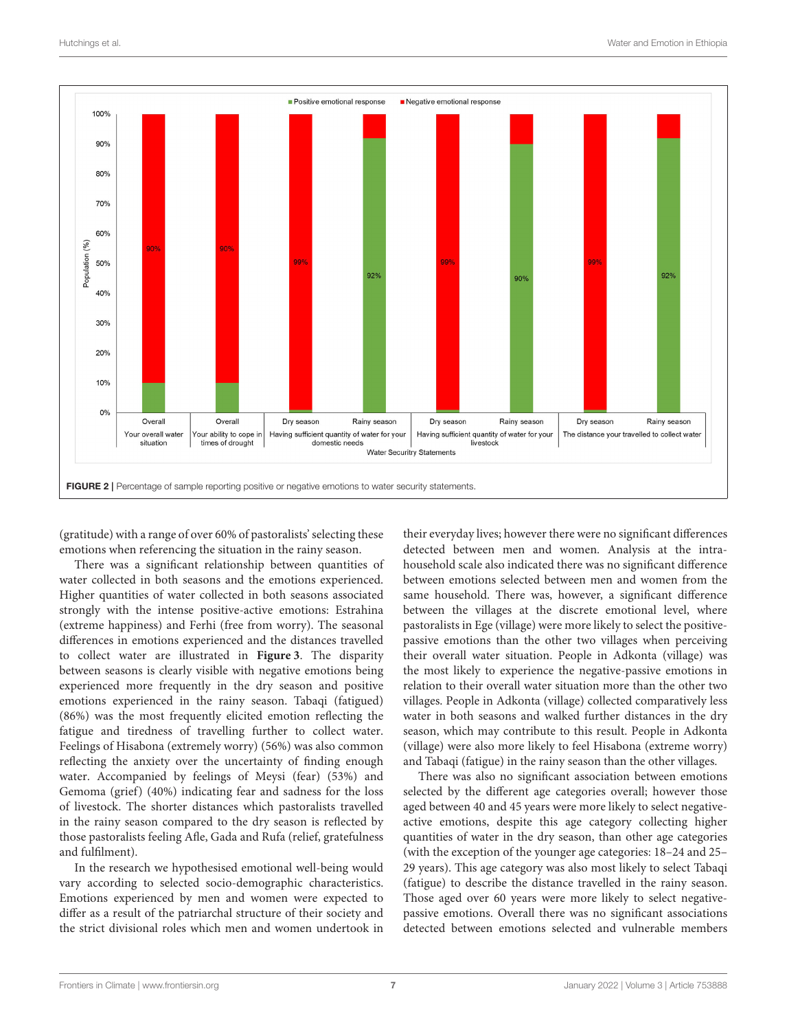Positive emotional response
Negative emotional response

Population (%)

100%
90%
80%
70%
60%
50%
40%
30%
20%
10%
0%

90%
90%
99%
92%
99%
90%
99%
92%

Overall
Your overall water situation

Overall
Your ability to cope in times of drought

Dry season
Rainy season
Having sufficient quantity of water for your domestic needs

Dry season
Rainy season
Having sufficient quantity of water for your livestock

Dry season
Rainy season
The distance your travelled to collect water

Water Secuirty Statements

**FIGURE 2** | Percentage of sample reporting positive or negative emotions to water security statements.

(gratitude) with a range of over 60% of pastoralists' selecting these emotions when referencing the situation in the rainy season.

There was a significant relationship between quantities of water collected in both seasons and the emotions experienced. Higher quantities of water collected in both seasons associated strongly with the intense positive-active emotions: Estrahina (extreme happiness) and Ferhi (free from worry). The seasonal differences in emotions experienced and the distances travelled to collect water are illustrated in **Figure 3**. The disparity between seasons is clearly visible with negative emotions being experienced more frequently in the dry season and positive emotions experienced in the rainy season. Tabaqi (fatigued) (86%) was the most frequently elicited emotion reflecting the fatigue and tiredness of travelling further to collect water. Feelings of Hisabona (extremely worry) (56%) was also common reflecting the anxiety over the uncertainty of finding enough water. Accompanied by feelings of Meysi (fear) (53%) and Gemoma (grief) (40%) indicating fear and sadness for the loss of livestock. The shorter distances which pastoralists travelled in the rainy season compared to the dry season is reflected by those pastoralists feeling Afle, Gada and Rufa (relief, gratefulness and fulfilment).

In the research we hypothesised emotional well-being would vary according to selected socio-demographic characteristics. Emotions experienced by men and women were expected to differ as a result of the patriarchal structure of their society and the strict divisional roles which men and women undertook in their everyday lives; however there were no significant differences detected between men and women. Analysis at the intra-household scale also indicated there was no significant difference between emotions selected between men and women from the same household. There was, however, a significant difference between the villages at the discrete emotional level, where pastoralists in Ege (village) were more likely to select the positive-passive emotions than the other two villages when perceiving their overall water situation. People in Adkonta (village) was the most likely to experience the negative-passive emotions in relation to their overall water situation more than the other two villages. People in Adkonta (village) collected comparatively less water in both seasons and walked further distances in the dry season, which may contribute to this result. People in Adkonta (village) were also more likely to feel Hisabona (extreme worry) and Tabaqi (fatigue) in the rainy season than the other villages.

There was also no significant association between emotions selected by the different age categories overall; however those aged between 40 and 45 years were more likely to select negative-active emotions, despite this age category collecting higher quantities of water in the dry season, than other age categories (with the exception of the younger age categories: 18–24 and 25–29 years). This age category was also most likely to select Tabaqi (fatigue) to describe the distance travelled in the rainy season. Those aged over 60 years were more likely to select negative-passive emotions. Overall there was no significant associations detected between emotions selected and vulnerable members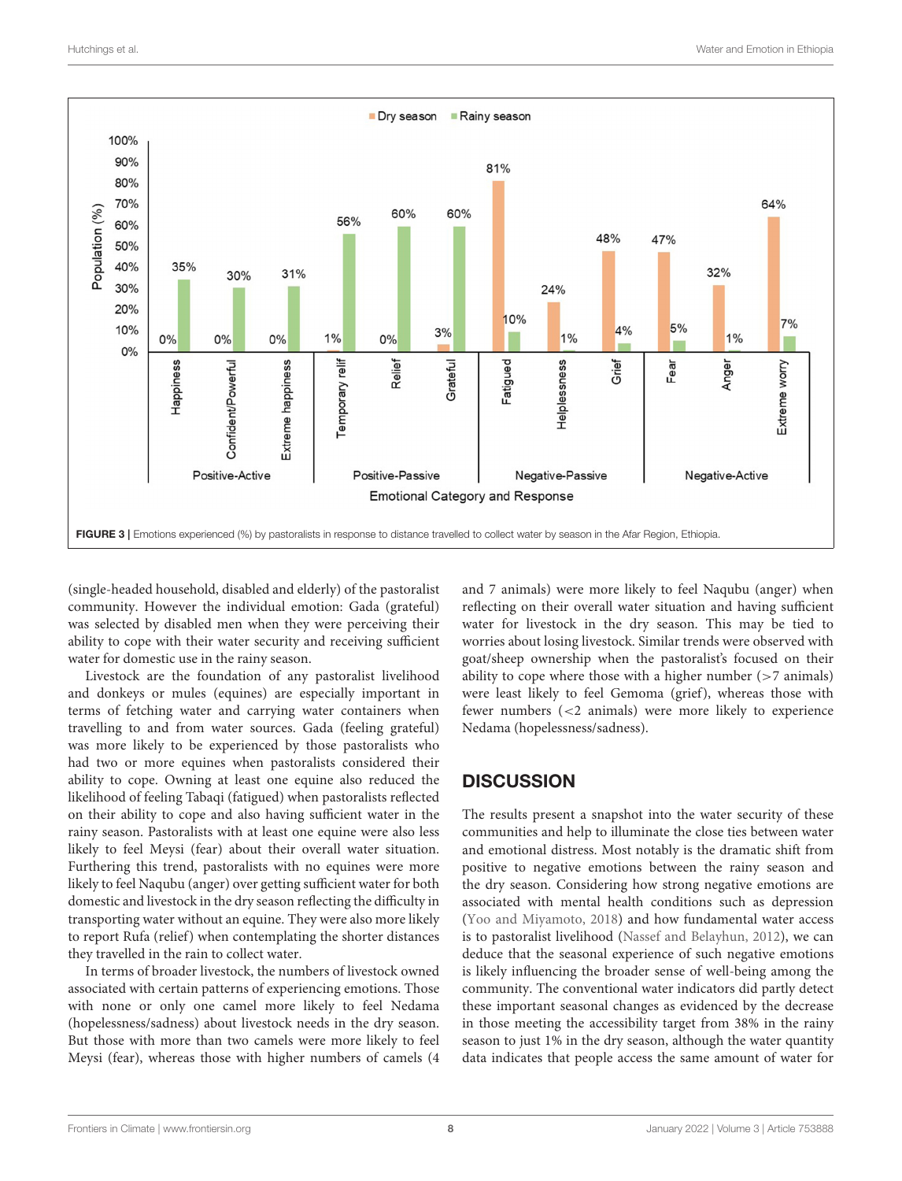Dry season
Rainy season

100%
90%
80%
70%
60%
50%
40%
30%
20%
10%
0%

Population (%)

35%
30%
31%
56%
60%
60%
81%
64%
48%
47%
32%
24%
10%
7%
5%
4%
3%
1%
1%
1%
0%
0%
0%
0%

Happiness
Confident/Powerful
Extreme happiness
Temporary relif
Relief
Grateful
Fatigued
Helplessness
Grief
Fear
Anger
Extreme worry

Positive-Active
Positive-Passive
Negative-Passive
Negative-Active

Emotional Category and Response

**FIGURE 3** | Emotions experienced (%) by pastoralists in response to distance travelled to collect water by season in the Afar Region, Ethiopia.

(single-headed household, disabled and elderly) of the pastoralist community. However the individual emotion: Gada (grateful) was selected by disabled men when they were perceiving their ability to cope with their water security and receiving sufficient water for domestic use in the rainy season.

Livestock are the foundation of any pastoralist livelihood and donkeys or mules (equines) are especially important in terms of fetching water and carrying water containers when travelling to and from water sources. Gada (feeling grateful) was more likely to be experienced by those pastoralists who had two or more equines when pastoralists considered their ability to cope. Owning at least one equine also reduced the likelihood of feeling Tabaqi (fatigued) when pastoralists reflected on their ability to cope and also having sufficient water in the rainy season. Pastoralists with at least one equine were also less likely to feel Meysi (fear) about their overall water situation. Furthering this trend, pastoralists with no equines were more likely to feel Naqubu (anger) over getting sufficient water for both domestic and livestock in the dry season reflecting the difficulty in transporting water without an equine. They were also more likely to report Rufa (relief) when contemplating the shorter distances they travelled in the rain to collect water.

In terms of broader livestock, the numbers of livestock owned associated with certain patterns of experiencing emotions. Those with none or only one camel more likely to feel Nedama (hopelessness/sadness) about livestock needs in the dry season. But those with more than two camels were more likely to feel Meysi (fear), whereas those with higher numbers of camels (4 and 7 animals) were more likely to feel Naqubu (anger) when reflecting on their overall water situation and having sufficient water for livestock in the dry season. This may be tied to worries about losing livestock. Similar trends were observed with goat/sheep ownership when the pastoralist's focused on their ability to cope where those with a higher number (>7 animals) were least likely to feel Gemoma (grief), whereas those with fewer numbers (<2 animals) were more likely to experience Nedama (hopelessness/sadness).

## DISCUSSION

The results present a snapshot into the water security of these communities and help to illuminate the close ties between water and emotional distress. Most notably is the dramatic shift from positive to negative emotions between the rainy season and the dry season. Considering how strong negative emotions are associated with mental health conditions such as depression (Yoo and Miyamoto, 2018) and how fundamental water access is to pastoralist livelihood (Nassef and Belayhun, 2012), we can deduce that the seasonal experience of such negative emotions is likely influencing the broader sense of well-being among the community. The conventional water indicators did partly detect these important seasonal changes as evidenced by the decrease in those meeting the accessibility target from 38% in the rainy season to just 1% in the dry season, although the water quantity data indicates that people access the same amount of water for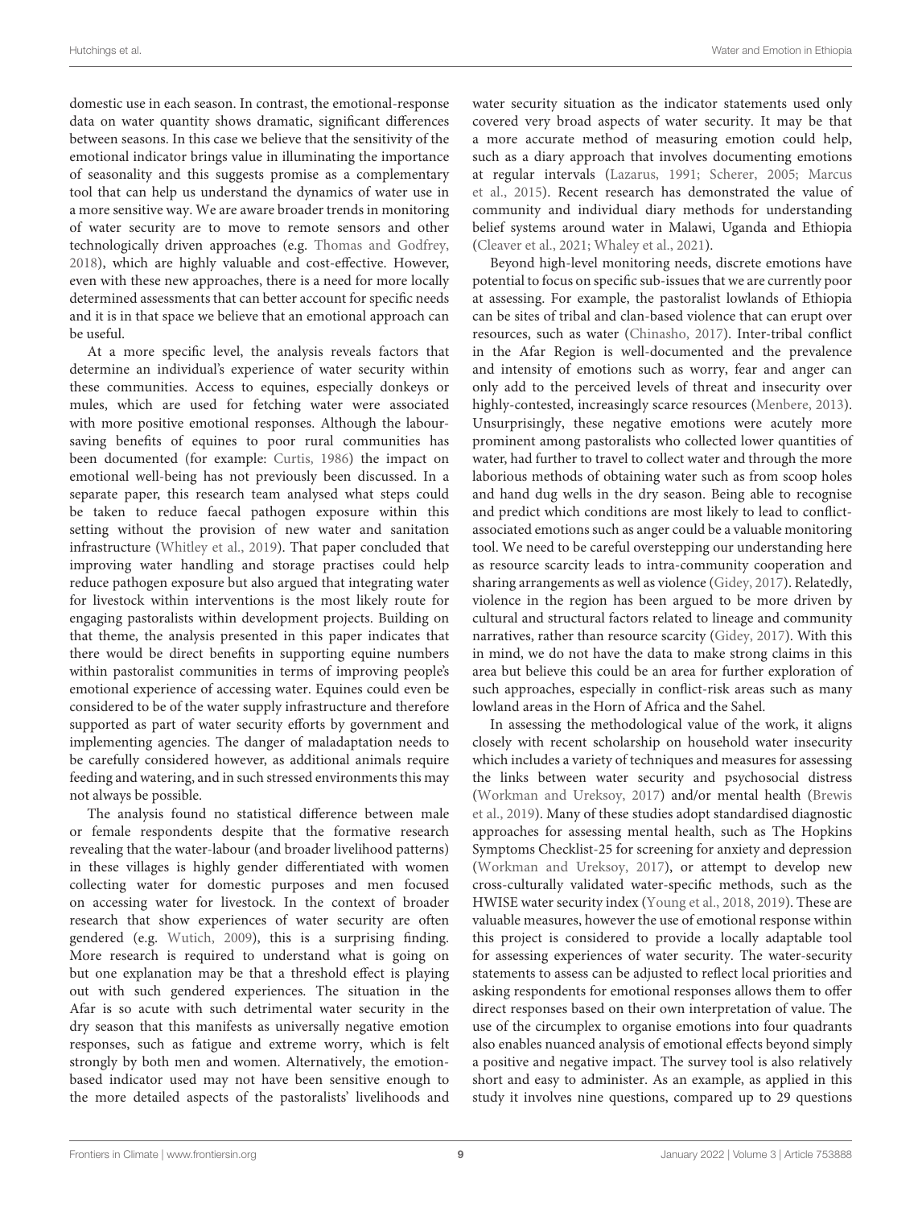domestic use in each season. In contrast, the emotional-response data on water quantity shows dramatic, significant differences between seasons. In this case we believe that the sensitivity of the emotional indicator brings value in illuminating the importance of seasonality and this suggests promise as a complementary tool that can help us understand the dynamics of water use in a more sensitive way. We are aware broader trends in monitoring of water security are to move to remote sensors and other technologically driven approaches (e.g. Thomas and Godfrey, 2018), which are highly valuable and cost-effective. However, even with these new approaches, there is a need for more locally determined assessments that can better account for specific needs and it is in that space we believe that an emotional approach can be useful.

At a more specific level, the analysis reveals factors that determine an individual's experience of water security within these communities. Access to equines, especially donkeys or mules, which are used for fetching water were associated with more positive emotional responses. Although the labour-saving benefits of equines to poor rural communities has been documented (for example: Curtis, 1986) the impact on emotional well-being has not previously been discussed. In a separate paper, this research team analysed what steps could be taken to reduce faecal pathogen exposure within this setting without the provision of new water and sanitation infrastructure (Whitley et al., 2019). That paper concluded that improving water handling and storage practises could help reduce pathogen exposure but also argued that integrating water for livestock within interventions is the most likely route for engaging pastoralists within development projects. Building on that theme, the analysis presented in this paper indicates that there would be direct benefits in supporting equine numbers within pastoralist communities in terms of improving people's emotional experience of accessing water. Equines could even be considered to be of the water supply infrastructure and therefore supported as part of water security efforts by government and implementing agencies. The danger of maladaptation needs to be carefully considered however, as additional animals require feeding and watering, and in such stressed environments this may not always be possible.

The analysis found no statistical difference between male or female respondents despite that the formative research revealing that the water-labour (and broader livelihood patterns) in these villages is highly gender differentiated with women collecting water for domestic purposes and men focused on accessing water for livestock. In the context of broader research that show experiences of water security are often gendered (e.g. Wutich, 2009), this is a surprising finding. More research is required to understand what is going on but one explanation may be that a threshold effect is playing out with such gendered experiences. The situation in the Afar is so acute with such detrimental water security in the dry season that this manifests as universally negative emotion responses, such as fatigue and extreme worry, which is felt strongly by both men and women. Alternatively, the emotion-based indicator used may not have been sensitive enough to the more detailed aspects of the pastoralists' livelihoods and water security situation as the indicator statements used only covered very broad aspects of water security. It may be that a more accurate method of measuring emotion could help, such as a diary approach that involves documenting emotions at regular intervals (Lazarus, 1991; Scherer, 2005; Marcus et al., 2015). Recent research has demonstrated the value of community and individual diary methods for understanding belief systems around water in Malawi, Uganda and Ethiopia (Cleaver et al., 2021; Whaley et al., 2021).

Beyond high-level monitoring needs, discrete emotions have potential to focus on specific sub-issues that we are currently poor at assessing. For example, the pastoralist lowlands of Ethiopia can be sites of tribal and clan-based violence that can erupt over resources, such as water (Chinasho, 2017). Inter-tribal conflict in the Afar Region is well-documented and the prevalence and intensity of emotions such as worry, fear and anger can only add to the perceived levels of threat and insecurity over highly-contested, increasingly scarce resources (Menbere, 2013). Unsurprisingly, these negative emotions were acutely more prominent among pastoralists who collected lower quantities of water, had further to travel to collect water and through the more laborious methods of obtaining water such as from scoop holes and hand dug wells in the dry season. Being able to recognise and predict which conditions are most likely to lead to conflict-associated emotions such as anger could be a valuable monitoring tool. We need to be careful overstepping our understanding here as resource scarcity leads to intra-community cooperation and sharing arrangements as well as violence (Gidey, 2017). Relatedly, violence in the region has been argued to be more driven by cultural and structural factors related to lineage and community narratives, rather than resource scarcity (Gidey, 2017). With this in mind, we do not have the data to make strong claims in this area but believe this could be an area for further exploration of such approaches, especially in conflict-risk areas such as many lowland areas in the Horn of Africa and the Sahel.

In assessing the methodological value of the work, it aligns closely with recent scholarship on household water insecurity which includes a variety of techniques and measures for assessing the links between water security and psychosocial distress (Workman and Ureksoy, 2017) and/or mental health (Brewis et al., 2019). Many of these studies adopt standardised diagnostic approaches for assessing mental health, such as The Hopkins Symptoms Checklist-25 for screening for anxiety and depression (Workman and Ureksoy, 2017), or attempt to develop new cross-culturally validated water-specific methods, such as the HWISE water security index (Young et al., 2018, 2019). These are valuable measures, however the use of emotional response within this project is considered to provide a locally adaptable tool for assessing experiences of water security. The water-security statements to assess can be adjusted to reflect local priorities and asking respondents for emotional responses allows them to offer direct responses based on their own interpretation of value. The use of the circumplex to organise emotions into four quadrants also enables nuanced analysis of emotional effects beyond simply a positive and negative impact. The survey tool is also relatively short and easy to administer. As an example, as applied in this study it involves nine questions, compared up to 29 questions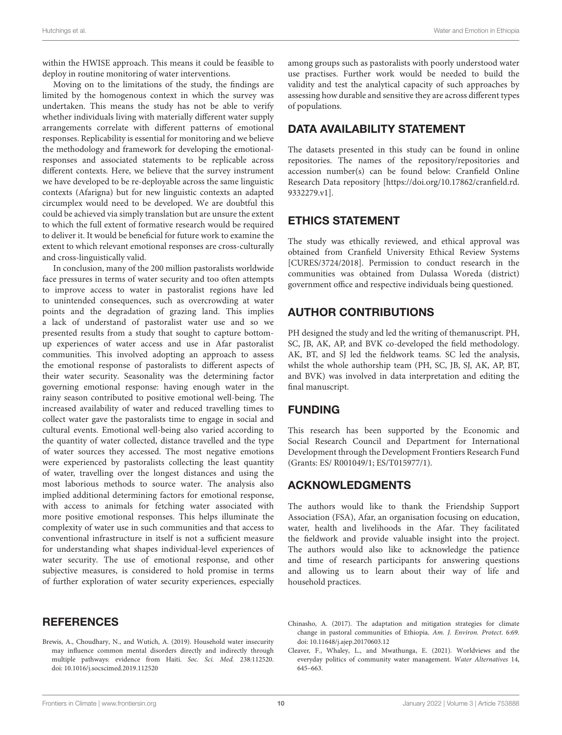within the HWISE approach. This means it could be feasible to deploy in routine monitoring of water interventions.

Moving on to the limitations of the study, the findings are limited by the homogenous context in which the survey was undertaken. This means the study has not be able to verify whether individuals living with materially different water supply arrangements correlate with different patterns of emotional responses. Replicability is essential for monitoring and we believe the methodology and framework for developing the emotional-responses and associated statements to be replicable across different contexts. Here, we believe that the survey instrument we have developed to be re-deployable across the same linguistic contexts (Afarigna) but for new linguistic contexts an adapted circumplex would need to be developed. We are doubtful this could be achieved via simply translation but are unsure the extent to which the full extent of formative research would be required to deliver it. It would be beneficial for future work to examine the extent to which relevant emotional responses are cross-culturally and cross-linguistically valid.

In conclusion, many of the 200 million pastoralists worldwide face pressures in terms of water security and too often attempts to improve access to water in pastoralist regions have led to unintended consequences, such as overcrowding at water points and the degradation of grazing land. This implies a lack of understand of pastoralist water use and so we presented results from a study that sought to capture bottom-up experiences of water access and use in Afar pastoralist communities. This involved adopting an approach to assess the emotional response of pastoralists to different aspects of their water security. Seasonality was the determining factor governing emotional response: having enough water in the rainy season contributed to positive emotional well-being. The increased availability of water and reduced travelling times to collect water gave the pastoralists time to engage in social and cultural events. Emotional well-being also varied according to the quantity of water collected, distance travelled and the type of water sources they accessed. The most negative emotions were experienced by pastoralists collecting the least quantity of water, travelling over the longest distances and using the most laborious methods to source water. The analysis also implied additional determining factors for emotional response, with access to animals for fetching water associated with more positive emotional responses. This helps illuminate the complexity of water use in such communities and that access to conventional infrastructure in itself is not a sufficient measure for understanding what shapes individual-level experiences of water security. The use of emotional response, and other subjective measures, is considered to hold promise in terms of further exploration of water security experiences, especially among groups such as pastoralists with poorly understood water use practises. Further work would be needed to build the validity and test the analytical capacity of such approaches by assessing how durable and sensitive they are across different types of populations.

## DATA AVAILABILITY STATEMENT

The datasets presented in this study can be found in online repositories. The names of the repository/repositories and accession number(s) can be found below: Cranfield Online Research Data repository [https://doi.org/10.17862/cranfield.rd.9332279.v1].

## ETHICS STATEMENT

The study was ethically reviewed, and ethical approval was obtained from Cranfield University Ethical Review Systems [CURES/3724/2018]. Permission to conduct research in the communities was obtained from Dulassa Woreda (district) government office and respective individuals being questioned.

## AUTHOR CONTRIBUTIONS

PH designed the study and led the writing of themanuscript. PH, SC, JB, AK, AP, and BVK co-developed the field methodology. AK, BT, and SJ led the fieldwork teams. SC led the analysis, whilst the whole authorship team (PH, SC, JB, SJ, AK, AP, BT, and BVK) was involved in data interpretation and editing the final manuscript.

## FUNDING

This research has been supported by the Economic and Social Research Council and Department for International Development through the Development Frontiers Research Fund (Grants: ES/ R001049/1; ES/T015977/1).

## ACKNOWLEDGMENTS

The authors would like to thank the Friendship Support Association (FSA), Afar, an organisation focusing on education, water, health and livelihoods in the Afar. They facilitated the fieldwork and provide valuable insight into the project. The authors would also like to acknowledge the patience and time of research participants for answering questions and allowing us to learn about their way of life and household practices.

## REFERENCES

Brewis, A., Choudhary, N., and Wutich, A. (2019). Household water insecurity may influence common mental disorders directly and indirectly through multiple pathways: evidence from Haiti. *Soc. Sci. Med.* 238:112520. doi: 10.1016/j.socscimed.2019.112520

Chinasho, A. (2017). The adaptation and mitigation strategies for climate change in pastoral communities of Ethiopia. *Am. J. Environ. Protect.* 6:69. doi: 10.11648/j.ajep.20170603.12

Cleaver, F., Whaley, L., and Mwathunga, E. (2021). Worldviews and the everyday politics of community water management. *Water Alternatives* 14, 645–663.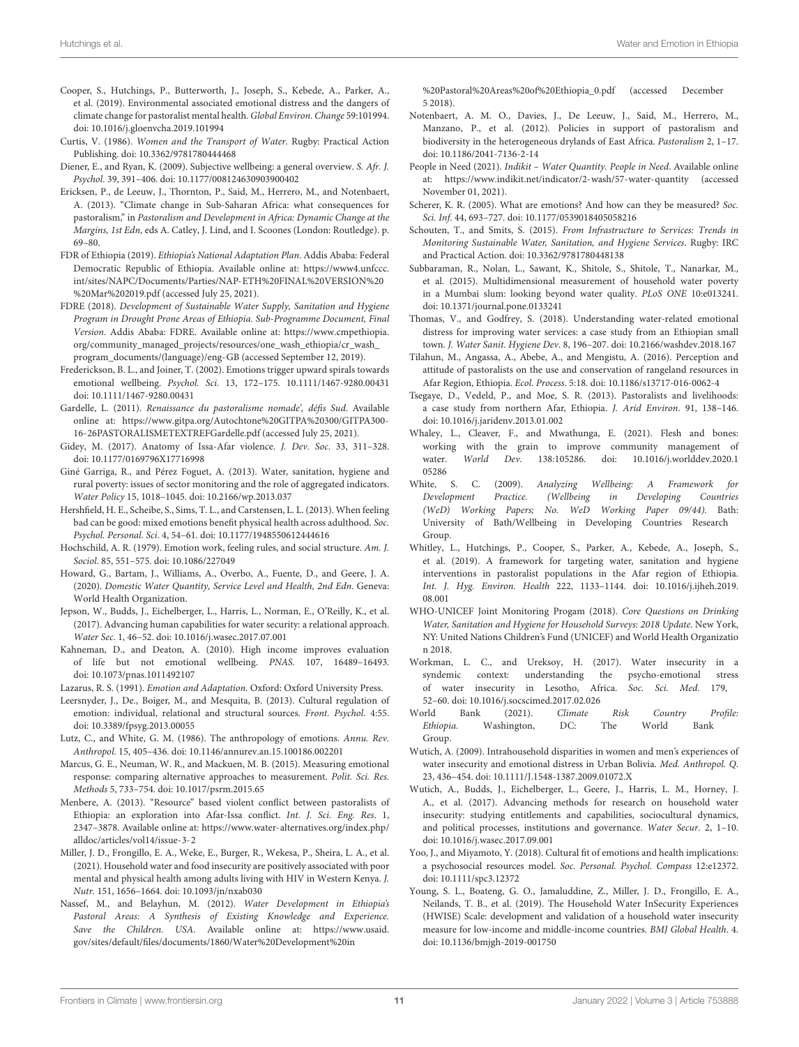Cooper, S., Hutchings, P., Butterworth, J., Joseph, S., Kebede, A., Parker, A., et al. (2019). Environmental associated emotional distress and the dangers of climate change for pastoralist mental health. *Global Environ. Change* 59:101994. doi: 10.1016/j.gloenvcha.2019.101994

Curtis, V. (1986). *Women and the Transport of Water*. Rugby: Practical Action Publishing. doi: 10.3362/9781780444468

Diener, E., and Ryan, K. (2009). Subjective wellbeing: a general overview. *S. Afr. J. Psychol*. 39, 391–406. doi: 10.1177/008124630903900402

Ericksen, P., de Leeuw, J., Thornton, P., Said, M., Herrero, M., and Notenbaert, A. (2013). "Climate change in Sub-Saharan Africa: what consequences for pastoralism," in *Pastoralism and Development in Africa: Dynamic Change at the Margins, 1st Edn*, eds A. Catley, J. Lind, and I. Scoones (London: Routledge). p. 69–80.

FDR of Ethiopia (2019). *Ethiopia's National Adaptation Plan*. Addis Ababa: Federal Democratic Republic of Ethiopia. Available online at: https://www4.unfccc.int/sites/NAPC/Documents/Parties/NAP-ETH%20FINAL%20VERSION%20%20Mar%202019.pdf (accessed July 25, 2021).

FDRE (2018). *Development of Sustainable Water Supply, Sanitation and Hygiene Program in Drought Prone Areas of Ethiopia. Sub-Programme Document, Final Version*. Addis Ababa: FDRE. Available online at: https://www.cmpethiopia.org/community_managed_projects/resources/one_wash_ethiopia/cr_wash_program_documents/(language)/eng-GB (accessed September 12, 2019).

Frederickson, B. L., and Joiner, T. (2002). Emotions trigger upward spirals towards emotional wellbeing. *Psychol. Sci*. 13, 172–175. 10.1111/1467-9280.00431 doi: 10.1111/1467-9280.00431

Gardelle, L. (2011). *Renaissance du pastoralisme nomade', défis Sud*. Available online at: https://www.gitpa.org/Autochtone%20GITPA%20300/GITPA300-16-26PASTORALISMETEXTREFGardelle.pdf (accessed July 25, 2021).

Gidey, M. (2017). Anatomy of Issa-Afar violence. *J. Dev. Soc*. 33, 311–328. doi: 10.1177/0169796X17716998

Giné Garriga, R., and Pérez Foguet, A. (2013). Water, sanitation, hygiene and rural poverty: issues of sector monitoring and the role of aggregated indicators. *Water Policy* 15, 1018–1045. doi: 10.2166/wp.2013.037

Hershfield, H. E., Scheibe, S., Sims, T. L., and Carstensen, L. L. (2013). When feeling bad can be good: mixed emotions benefit physical health across adulthood. *Soc. Psychol. Personal. Sci*. 4, 54–61. doi: 10.1177/1948550612444616

Hochschild, A. R. (1979). Emotion work, feeling rules, and social structure. *Am. J. Sociol*. 85, 551–575. doi: 10.1086/227049

Howard, G., Bartam, J., Williams, A., Overbo, A., Fuente, D., and Geere, J. A. (2020). *Domestic Water Quantity, Service Level and Health, 2nd Edn*. Geneva: World Health Organization.

Jepson, W., Budds, J., Eichelberger, L., Harris, L., Norman, E., O'Reilly, K., et al. (2017). Advancing human capabilities for water security: a relational approach. *Water Sec*. 1, 46–52. doi: 10.1016/j.wasec.2017.07.001

Kahneman, D., and Deaton, A. (2010). High income improves evaluation of life but not emotional wellbeing. *PNAS*. 107, 16489–16493. doi: 10.1073/pnas.1011492107

Lazarus, R. S. (1991). *Emotion and Adaptation*. Oxford: Oxford University Press.

Leersnyder, J., De., Boiger, M., and Mesquita, B. (2013). Cultural regulation of emotion: individual, relational and structural sources. *Front. Psychol*. 4:55. doi: 10.3389/fpsyg.2013.00055

Lutz, C., and White, G. M. (1986). The anthropology of emotions. *Annu. Rev. Anthropol*. 15, 405–436. doi: 10.1146/annurev.an.15.100186.002201

Marcus, G. E., Neuman, W. R., and Mackuen, M. B. (2015). Measuring emotional response: comparing alternative approaches to measurement. *Polit. Sci. Res. Methods* 5, 733–754. doi: 10.1017/psrm.2015.65

Menbere, A. (2013). "Resource" based violent conflict between pastoralists of Ethiopia: an exploration into Afar-Issa conflict. *Int. J. Sci. Eng. Res*. 1, 2347–3878. Available online at: https://www.water-alternatives.org/index.php/alldoc/articles/vol14/issue-3-2

Miller, J. D., Frongillo, E. A., Weke, E., Burger, R., Wekesa, P., Sheira, L. A., et al. (2021). Household water and food insecurity are positively associated with poor mental and physical health among adults living with HIV in Western Kenya. *J. Nutr*. 151, 1656–1664. doi: 10.1093/jn/nxab030

Nassef, M., and Belayhun, M. (2012). *Water Development in Ethiopia's Pastoral Areas: A Synthesis of Existing Knowledge and Experience. Save the Children. USA*. Available online at: https://www.usaid.gov/sites/default/files/documents/1860/Water%20Development%20in%20Pastoral%20Areas%20of%20Ethiopia_0.pdf (accessed December 5 2018).

Notenbaert, A. M. O., Davies, J., De Leeuw, J., Said, M., Herrero, M., Manzano, P., et al. (2012). Policies in support of pastoralism and biodiversity in the heterogeneous drylands of East Africa. *Pastoralism* 2, 1–17. doi: 10.1186/2041-7136-2-14

People in Need (2021). *Indikit – Water Quantity. People in Need*. Available online at: https://www.indikit.net/indicator/2-wash/57-water-quantity (accessed November 01, 2021).

Scherer, K. R. (2005). What are emotions? And how can they be measured? *Soc. Sci. Inf*. 44, 693–727. doi: 10.1177/0539018405058216

Schouten, T., and Smits, S. (2015). *From Infrastructure to Services: Trends in Monitoring Sustainable Water, Sanitation, and Hygiene Services*. Rugby: IRC and Practical Action. doi: 10.3362/9781780448138

Subbaraman, R., Nolan, L., Sawant, K., Shitole, S., Shitole, T., Nanarkar, M., et al. (2015). Multidimensional measurement of household water poverty in a Mumbai slum: looking beyond water quality. *PLoS ONE* 10:e013241. doi: 10.1371/journal.pone.0133241

Thomas, V., and Godfrey, S. (2018). Understanding water-related emotional distress for improving water services: a case study from an Ethiopian small town. *J. Water Sanit. Hygiene Dev*. 8, 196–207. doi: 10.2166/washdev.2018.167

Tilahun, M., Angassa, A., Abebe, A., and Mengistu, A. (2016). Perception and attitude of pastoralists on the use and conservation of rangeland resources in Afar Region, Ethiopia. *Ecol. Process*. 5:18. doi: 10.1186/s13717-016-0062-4

Tsegaye, D., Vedeld, P., and Moe, S. R. (2013). Pastoralists and livelihoods: a case study from northern Afar, Ethiopia. *J. Arid Environ*. 91, 138–146. doi: 10.1016/j.jaridenv.2013.01.002

Whaley, L., Cleaver, F., and Mwathunga, E. (2021). Flesh and bones: working with the grain to improve community management of water. *World Dev*. 138:105286. doi: 10.1016/j.worlddev.2020.105286

White, S. C. (2009). *Analyzing Wellbeing: A Framework for Development Practice. (Wellbeing in Developing Countries (WeD) Working Papers; No. WeD Working Paper 09/44)*. Bath: University of Bath/Wellbeing in Developing Countries Research Group.

Whitley, L., Hutchings, P., Cooper, S., Parker, A., Kebede, A., Joseph, S., et al. (2019). A framework for targeting water, sanitation and hygiene interventions in pastoralist populations in the Afar region of Ethiopia. *Int. J. Hyg. Environ. Health* 222, 1133–1144. doi: 10.1016/j.ijheh.2019.08.001

WHO-UNICEF Joint Monitoring Progam (2018). *Core Questions on Drinking Water, Sanitation and Hygiene for Household Surveys: 2018 Update*. New York, NY: United Nations Children's Fund (UNICEF) and World Health Organization 2018.

Workman, L. C., and Ureksoy, H. (2017). Water insecurity in a syndemic context: understanding the psycho-emotional stress of water insecurity in Lesotho, Africa. *Soc. Sci. Med*. 179, 52–60. doi: 10.1016/j.socscimed.2017.02.026

World Bank (2021). *Climate Risk Country Profile: Ethiopia*. Washington, DC: The World Bank Group.

Wutich, A. (2009). Intrahousehold disparities in women and men's experiences of water insecurity and emotional distress in Urban Bolivia. *Med. Anthropol. Q*. 23, 436–454. doi: 10.1111/J.1548-1387.2009.01072.X

Wutich, A., Budds, J., Eichelberger, L., Geere, J., Harris, L. M., Horney, J. A., et al. (2017). Advancing methods for research on household water insecurity: studying entitlements and capabilities, sociocultural dynamics, and political processes, institutions and governance. *Water Secur*. 2, 1–10. doi: 10.1016/j.wasec.2017.09.001

Yoo, J., and Miyamoto, Y. (2018). Cultural fit of emotions and health implications: a psychosocial resources model. *Soc. Personal. Psychol. Compass* 12:e12372. doi: 10.1111/spc3.12372

Young, S. L., Boateng, G. O., Jamaluddine, Z., Miller, J. D., Frongillo, E. A., Neilands, T. B., et al. (2019). The Household Water InSecurity Experiences (HWISE) Scale: development and validation of a household water insecurity measure for low-income and middle-income countries. *BMJ Global Health*. 4. doi: 10.1136/bmjgh-2019-001750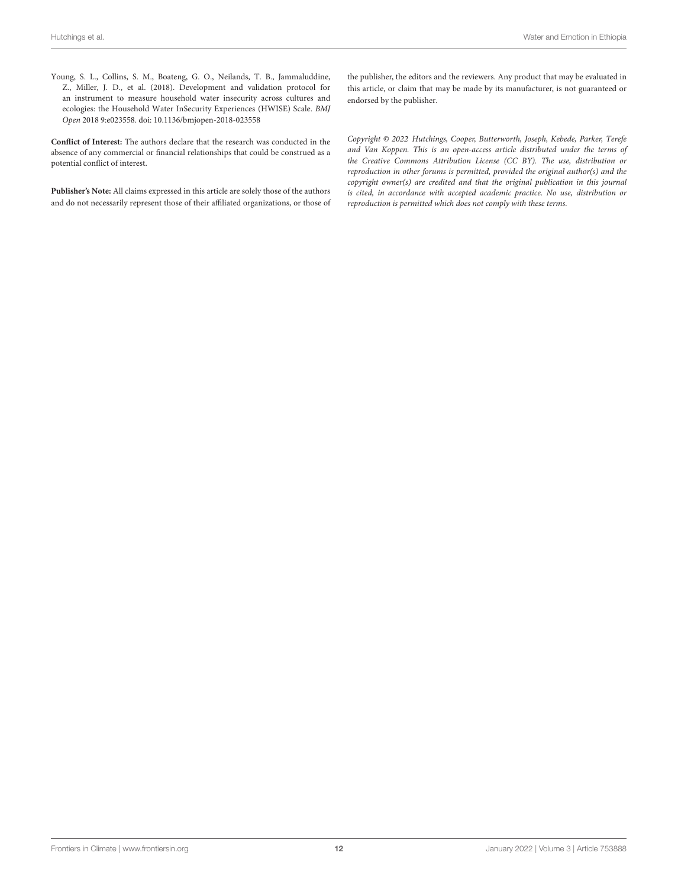Young, S. L., Collins, S. M., Boateng, G. O., Neilands, T. B., Jammaluddine, Z., Miller, J. D., et al. (2018). Development and validation protocol for an instrument to measure household water insecurity across cultures and ecologies: the Household Water InSecurity Experiences (HWISE) Scale. *BMJ Open* 2018 9:e023558. doi: 10.1136/bmjopen-2018-023558

**Conflict of Interest:** The authors declare that the research was conducted in the absence of any commercial or financial relationships that could be construed as a potential conflict of interest.

**Publisher's Note:** All claims expressed in this article are solely those of the authors and do not necessarily represent those of their affiliated organizations, or those of the publisher, the editors and the reviewers. Any product that may be evaluated in this article, or claim that may be made by its manufacturer, is not guaranteed or endorsed by the publisher.

*Copyright © 2022 Hutchings, Cooper, Butterworth, Joseph, Kebede, Parker, Terefe and Van Koppen. This is an open-access article distributed under the terms of the Creative Commons Attribution License (CC BY). The use, distribution or reproduction in other forums is permitted, provided the original author(s) and the copyright owner(s) are credited and that the original publication in this journal is cited, in accordance with accepted academic practice. No use, distribution or reproduction is permitted which does not comply with these terms.*